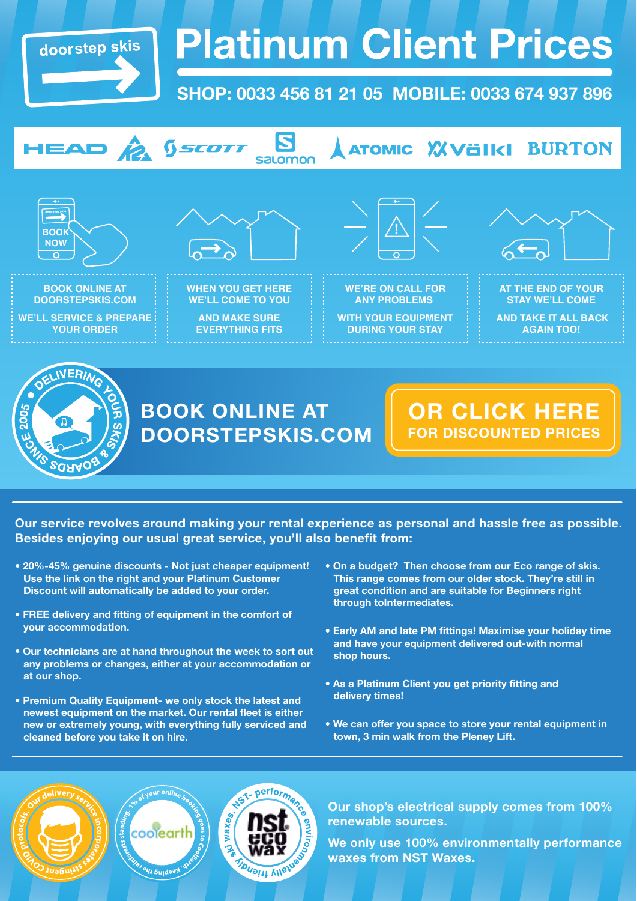doorstep skis

# Platinum Client Prices

**SHOP: 0033 456 81 21 05 MOBILE: 0033 674 937 896**

HEAD · K2 · SCOTT · Salomon · ATOMIC · Völkl · BURTON

BOOK NOW

**BOOK ONLINE AT DOORSTEPSKIS.COM**
**WE'LL SERVICE & PREPARE YOUR ORDER**

**WHEN YOU GET HERE WE'LL COME TO YOU**
**AND MAKE SURE EVERYTHING FITS**

**WE'RE ON CALL FOR ANY PROBLEMS**
**WITH YOUR EQUIPMENT DURING YOUR STAY**

**AT THE END OF YOUR STAY WE'LL COME**
**AND TAKE IT ALL BACK AGAIN TOO!**

DELIVERING YOUR SKIS & BOARDS SINCE 2005

## BOOK ONLINE AT DOORSTEPSKIS.COM

## OR CLICK HERE
**FOR DISCOUNTED PRICES**

**Our service revolves around making your rental experience as personal and hassle free as possible. Besides enjoying our usual great service, you'll also benefit from:**

- **20%-45% genuine discounts - Not just cheaper equipment! Use the link on the right and your Platinum Customer Discount will automatically be added to your order.**
- **FREE delivery and fitting of equipment in the comfort of your accommodation.**
- **Our technicians are at hand throughout the week to sort out any problems or changes, either at your accommodation or at our shop.**
- **Premium Quality Equipment- we only stock the latest and newest equipment on the market. Our rental fleet is either new or extremely young, with everything fully serviced and cleaned before you take it on hire.**
- **On a budget? Then choose from our Eco range of skis. This range comes from our older stock. They're still in great condition and are suitable for Beginners right through toIntermediates.**
- **Early AM and late PM fittings! Maximise your holiday time and have your equipment delivered out-with normal shop hours.**
- **As a Platinum Client you get priority fitting and delivery times!**
- **We can offer you space to store your rental equipment in town, 3 min walk from the Pleney Lift.**

Our delivery service incorporates stringent COVID protocols.

1% of your online booking goes to Coolearth. Keeping the rainforests standing. coolearth

NST- performance environmentally friendly ski waxes. nst eco wax

**Our shop's electrical supply comes from 100% renewable sources.**

**We only use 100% environmentally performance waxes from NST Waxes.**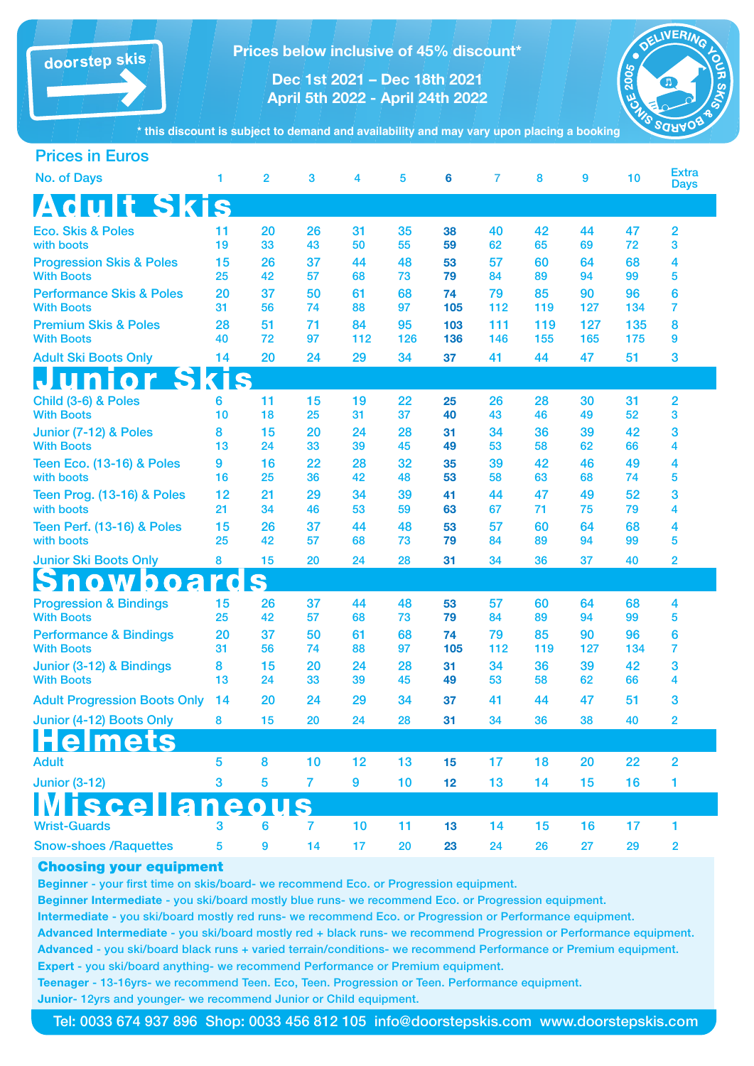doorstep skis

**Prices below inclusive of 45% discount***

**Dec 1st 2021 – Dec 18th 2021**
**April 5th 2022 - April 24th 2022**

* this discount is subject to demand and availability and may vary upon placing a booking

DELIVERING YOUR SKIS & BOARDS SINCE 2005

## Prices in Euros

| No. of Days | 1 | 2 | 3 | 4 | 5 | 6 | 7 | 8 | 9 | 10 | Extra Days |
|---|---|---|---|---|---|---|---|---|---|---|---|
| **Adult Skis** | | | | | | | | | | | |
| Eco. Skis & Poles | 11 | 20 | 26 | 31 | 35 | 38 | 40 | 42 | 44 | 47 | 2 |
| with boots | 19 | 33 | 43 | 50 | 55 | 59 | 62 | 65 | 69 | 72 | 3 |
| Progression Skis & Poles | 15 | 26 | 37 | 44 | 48 | 53 | 57 | 60 | 64 | 68 | 4 |
| With Boots | 25 | 42 | 57 | 68 | 73 | 79 | 84 | 89 | 94 | 99 | 5 |
| Performance Skis & Poles | 20 | 37 | 50 | 61 | 68 | 74 | 79 | 85 | 90 | 96 | 6 |
| With Boots | 31 | 56 | 74 | 88 | 97 | 105 | 112 | 119 | 127 | 134 | 7 |
| Premium Skis & Poles | 28 | 51 | 71 | 84 | 95 | 103 | 111 | 119 | 127 | 135 | 8 |
| With Boots | 40 | 72 | 97 | 112 | 126 | 136 | 146 | 155 | 165 | 175 | 9 |
| Adult Ski Boots Only | 14 | 20 | 24 | 29 | 34 | 37 | 41 | 44 | 47 | 51 | 3 |
| **Junior Skis** | | | | | | | | | | | |
| Child (3-6) & Poles | 6 | 11 | 15 | 19 | 22 | 25 | 26 | 28 | 30 | 31 | 2 |
| With Boots | 10 | 18 | 25 | 31 | 37 | 40 | 43 | 46 | 49 | 52 | 3 |
| Junior (7-12) & Poles | 8 | 15 | 20 | 24 | 28 | 31 | 34 | 36 | 39 | 42 | 3 |
| With Boots | 13 | 24 | 33 | 39 | 45 | 49 | 53 | 58 | 62 | 66 | 4 |
| Teen Eco. (13-16) & Poles | 9 | 16 | 22 | 28 | 32 | 35 | 39 | 42 | 46 | 49 | 4 |
| with boots | 16 | 25 | 36 | 42 | 48 | 53 | 58 | 63 | 68 | 74 | 5 |
| Teen Prog. (13-16) & Poles | 12 | 21 | 29 | 34 | 39 | 41 | 44 | 47 | 49 | 52 | 3 |
| with boots | 21 | 34 | 46 | 53 | 59 | 63 | 67 | 71 | 75 | 79 | 4 |
| Teen Perf. (13-16) & Poles | 15 | 26 | 37 | 44 | 48 | 53 | 57 | 60 | 64 | 68 | 4 |
| with boots | 25 | 42 | 57 | 68 | 73 | 79 | 84 | 89 | 94 | 99 | 5 |
| Junior Ski Boots Only | 8 | 15 | 20 | 24 | 28 | 31 | 34 | 36 | 37 | 40 | 2 |
| **Snowboards** | | | | | | | | | | | |
| Progression & Bindings | 15 | 26 | 37 | 44 | 48 | 53 | 57 | 60 | 64 | 68 | 4 |
| With Boots | 25 | 42 | 57 | 68 | 73 | 79 | 84 | 89 | 94 | 99 | 5 |
| Performance & Bindings | 20 | 37 | 50 | 61 | 68 | 74 | 79 | 85 | 90 | 96 | 6 |
| With Boots | 31 | 56 | 74 | 88 | 97 | 105 | 112 | 119 | 127 | 134 | 7 |
| Junior (3-12) & Bindings | 8 | 15 | 20 | 24 | 28 | 31 | 34 | 36 | 39 | 42 | 3 |
| With Boots | 13 | 24 | 33 | 39 | 45 | 49 | 53 | 58 | 62 | 66 | 4 |
| Adult Progression Boots Only | 14 | 20 | 24 | 29 | 34 | 37 | 41 | 44 | 47 | 51 | 3 |
| Junior (4-12) Boots Only | 8 | 15 | 20 | 24 | 28 | 31 | 34 | 36 | 38 | 40 | 2 |
| **Helmets** | | | | | | | | | | | |
| Adult | 5 | 8 | 10 | 12 | 13 | 15 | 17 | 18 | 20 | 22 | 2 |
| Junior (3-12) | 3 | 5 | 7 | 9 | 10 | 12 | 13 | 14 | 15 | 16 | 1 |
| **Miscellaneous** | | | | | | | | | | | |
| Wrist-Guards | 3 | 6 | 7 | 10 | 11 | 13 | 14 | 15 | 16 | 17 | 1 |
| Snow-shoes /Raquettes | 5 | 9 | 14 | 17 | 20 | 23 | 24 | 26 | 27 | 29 | 2 |

### Choosing your equipment

**Beginner** - your first time on skis/board- we recommend Eco. or Progression equipment.
**Beginner Intermediate** - you ski/board mostly blue runs- we recommend Eco. or Progression equipment.
**Intermediate** - you ski/board mostly red runs- we recommend Eco. or Progression or Performance equipment.
**Advanced Intermediate** - you ski/board mostly red + black runs- we recommend Progression or Performance equipment.
**Advanced** - you ski/board black runs + varied terrain/conditions- we recommend Performance or Premium equipment.
**Expert** - you ski/board anything- we recommend Performance or Premium equipment.
**Teenager** - 13-16yrs- we recommend Teen. Eco, Teen. Progression or Teen. Performance equipment.
**Junior**- 12yrs and younger- we recommend Junior or Child equipment.

Tel: 0033 674 937 896 Shop: 0033 456 812 105 info@doorstepskis.com www.doorstepskis.com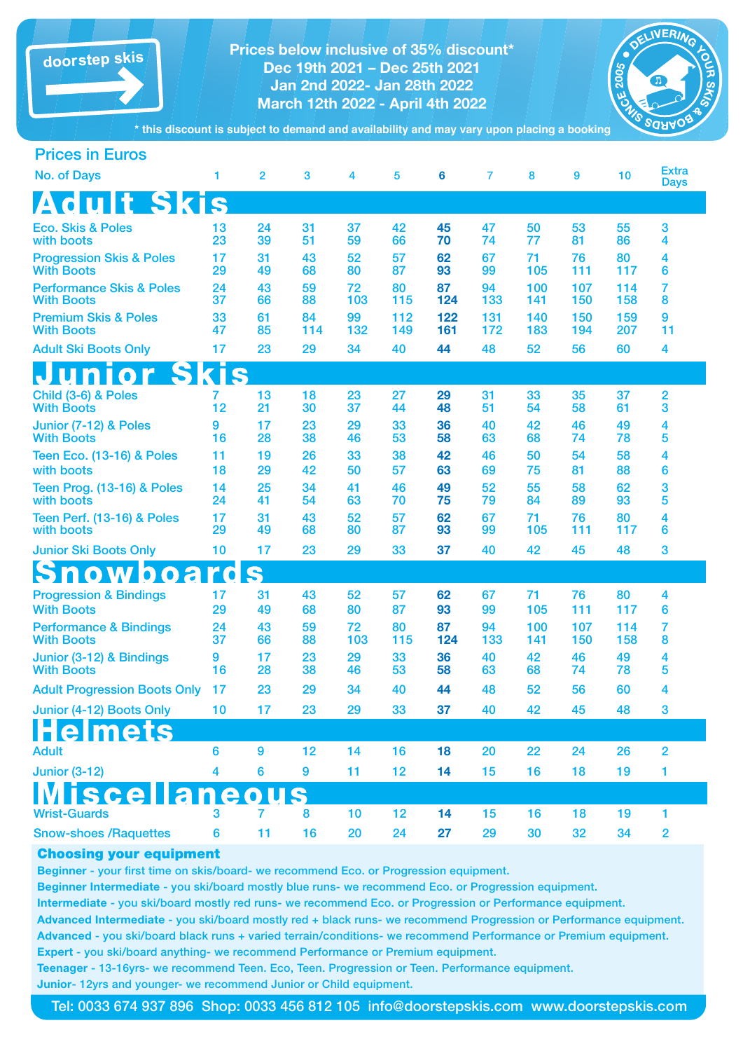doorstep skis

**Prices below inclusive of 35% discount***
**Dec 19th 2021 – Dec 25th 2021**
**Jan 2nd 2022- Jan 28th 2022**
**March 12th 2022 - April 4th 2022**

\* this discount is subject to demand and availability and may vary upon placing a booking

DELIVERING YOUR SKIS & BOARDS SINCE 2005

## Prices in Euros

| No. of Days | 1 | 2 | 3 | 4 | 5 | 6 | 7 | 8 | 9 | 10 | Extra Days |
|---|---|---|---|---|---|---|---|---|---|---|---|
| **Adult Skis** | | | | | | | | | | | |
| Eco. Skis & Poles | 13 | 24 | 31 | 37 | 42 | **45** | 47 | 50 | 53 | 55 | 3 |
| with boots | 23 | 39 | 51 | 59 | 66 | **70** | 74 | 77 | 81 | 86 | 4 |
| Progression Skis & Poles | 17 | 31 | 43 | 52 | 57 | **62** | 67 | 71 | 76 | 80 | 4 |
| With Boots | 29 | 49 | 68 | 80 | 87 | **93** | 99 | 105 | 111 | 117 | 6 |
| Performance Skis & Poles | 24 | 43 | 59 | 72 | 80 | **87** | 94 | 100 | 107 | 114 | 7 |
| With Boots | 37 | 66 | 88 | 103 | 115 | **124** | 133 | 141 | 150 | 158 | 8 |
| Premium Skis & Poles | 33 | 61 | 84 | 99 | 112 | **122** | 131 | 140 | 150 | 159 | 9 |
| With Boots | 47 | 85 | 114 | 132 | 149 | **161** | 172 | 183 | 194 | 207 | 11 |
| Adult Ski Boots Only | 17 | 23 | 29 | 34 | 40 | **44** | 48 | 52 | 56 | 60 | 4 |
| **Junior Skis** | | | | | | | | | | | |
| Child (3-6) & Poles | 7 | 13 | 18 | 23 | 27 | **29** | 31 | 33 | 35 | 37 | 2 |
| With Boots | 12 | 21 | 30 | 37 | 44 | **48** | 51 | 54 | 58 | 61 | 3 |
| Junior (7-12) & Poles | 9 | 17 | 23 | 29 | 33 | **36** | 40 | 42 | 46 | 49 | 4 |
| With Boots | 16 | 28 | 38 | 46 | 53 | **58** | 63 | 68 | 74 | 78 | 5 |
| Teen Eco. (13-16) & Poles | 11 | 19 | 26 | 33 | 38 | **42** | 46 | 50 | 54 | 58 | 4 |
| with boots | 18 | 29 | 42 | 50 | 57 | **63** | 69 | 75 | 81 | 88 | 6 |
| Teen Prog. (13-16) & Poles | 14 | 25 | 34 | 41 | 46 | **49** | 52 | 55 | 58 | 62 | 3 |
| with boots | 24 | 41 | 54 | 63 | 70 | **75** | 79 | 84 | 89 | 93 | 5 |
| Teen Perf. (13-16) & Poles | 17 | 31 | 43 | 52 | 57 | **62** | 67 | 71 | 76 | 80 | 4 |
| with boots | 29 | 49 | 68 | 80 | 87 | **93** | 99 | 105 | 111 | 117 | 6 |
| Junior Ski Boots Only | 10 | 17 | 23 | 29 | 33 | **37** | 40 | 42 | 45 | 48 | 3 |
| **Snowboards** | | | | | | | | | | | |
| Progression & Bindings | 17 | 31 | 43 | 52 | 57 | **62** | 67 | 71 | 76 | 80 | 4 |
| With Boots | 29 | 49 | 68 | 80 | 87 | **93** | 99 | 105 | 111 | 117 | 6 |
| Performance & Bindings | 24 | 43 | 59 | 72 | 80 | **87** | 94 | 100 | 107 | 114 | 7 |
| With Boots | 37 | 66 | 88 | 103 | 115 | **124** | 133 | 141 | 150 | 158 | 8 |
| Junior (3-12) & Bindings | 9 | 17 | 23 | 29 | 33 | **36** | 40 | 42 | 46 | 49 | 4 |
| With Boots | 16 | 28 | 38 | 46 | 53 | **58** | 63 | 68 | 74 | 78 | 5 |
| Adult Progression Boots Only | 17 | 23 | 29 | 34 | 40 | **44** | 48 | 52 | 56 | 60 | 4 |
| Junior (4-12) Boots Only | 10 | 17 | 23 | 29 | 33 | **37** | 40 | 42 | 45 | 48 | 3 |
| **Helmets** | | | | | | | | | | | |
| Adult | 6 | 9 | 12 | 14 | 16 | **18** | 20 | 22 | 24 | 26 | 2 |
| Junior (3-12) | 4 | 6 | 9 | 11 | 12 | **14** | 15 | 16 | 18 | 19 | 1 |
| **Miscellaneous** | | | | | | | | | | | |
| Wrist-Guards | 3 | 7 | 8 | 10 | 12 | **14** | 15 | 16 | 18 | 19 | 1 |
| Snow-shoes /Raquettes | 6 | 11 | 16 | 20 | 24 | **27** | 29 | 30 | 32 | 34 | 2 |

### Choosing your equipment

**Beginner** - your first time on skis/board- we recommend Eco. or Progression equipment.
**Beginner Intermediate** - you ski/board mostly blue runs- we recommend Eco. or Progression equipment.
**Intermediate** - you ski/board mostly red runs- we recommend Eco. or Progression or Performance equipment.
**Advanced Intermediate** - you ski/board mostly red + black runs- we recommend Progression or Performance equipment.
**Advanced** - you ski/board black runs + varied terrain/conditions- we recommend Performance or Premium equipment.
**Expert** - you ski/board anything- we recommend Performance or Premium equipment.
**Teenager** - 13-16yrs- we recommend Teen. Eco, Teen. Progression or Teen. Performance equipment.
**Junior**- 12yrs and younger- we recommend Junior or Child equipment.

Tel: 0033 674 937 896 Shop: 0033 456 812 105 info@doorstepskis.com www.doorstepskis.com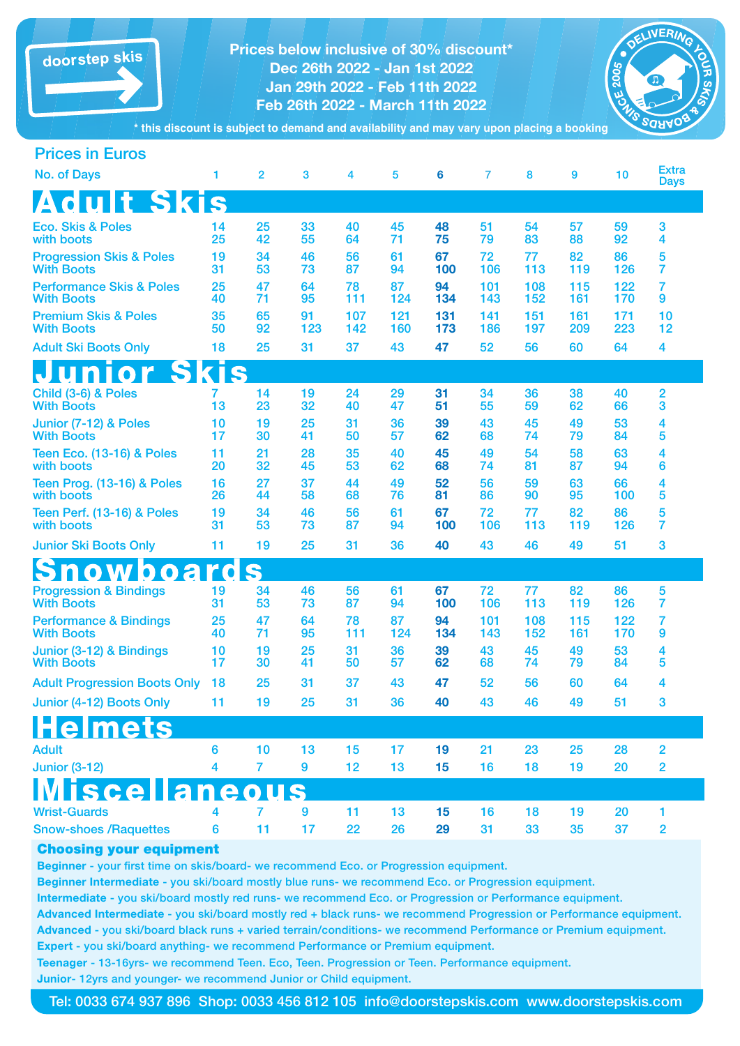doorstep skis

**Prices below inclusive of 30% discount***
**Dec 26th 2022 - Jan 1st 2022**
**Jan 29th 2022 - Feb 11th 2022**
**Feb 26th 2022 - March 11th 2022**

* this discount is subject to demand and availability and may vary upon placing a booking

DELIVERING YOUR SKIS & BOARDS SINCE 2005

## Prices in Euros

| No. of Days | 1 | 2 | 3 | 4 | 5 | 6 | 7 | 8 | 9 | 10 | Extra Days |
|---|---|---|---|---|---|---|---|---|---|---|---|
| **Adult Skis** | | | | | | | | | | | |
| Eco. Skis & Poles | 14 | 25 | 33 | 40 | 45 | **48** | 51 | 54 | 57 | 59 | 3 |
| with boots | 25 | 42 | 55 | 64 | 71 | **75** | 79 | 83 | 88 | 92 | 4 |
| Progression Skis & Poles | 19 | 34 | 46 | 56 | 61 | **67** | 72 | 77 | 82 | 86 | 5 |
| With Boots | 31 | 53 | 73 | 87 | 94 | **100** | 106 | 113 | 119 | 126 | 7 |
| Performance Skis & Poles | 25 | 47 | 64 | 78 | 87 | **94** | 101 | 108 | 115 | 122 | 7 |
| With Boots | 40 | 71 | 95 | 111 | 124 | **134** | 143 | 152 | 161 | 170 | 9 |
| Premium Skis & Poles | 35 | 65 | 91 | 107 | 121 | **131** | 141 | 151 | 161 | 171 | 10 |
| With Boots | 50 | 92 | 123 | 142 | 160 | **173** | 186 | 197 | 209 | 223 | 12 |
| Adult Ski Boots Only | 18 | 25 | 31 | 37 | 43 | **47** | 52 | 56 | 60 | 64 | 4 |
| **Junior Skis** | | | | | | | | | | | |
| Child (3-6) & Poles | 7 | 14 | 19 | 24 | 29 | **31** | 34 | 36 | 38 | 40 | 2 |
| With Boots | 13 | 23 | 32 | 40 | 47 | **51** | 55 | 59 | 62 | 66 | 3 |
| Junior (7-12) & Poles | 10 | 19 | 25 | 31 | 36 | **39** | 43 | 45 | 49 | 53 | 4 |
| With Boots | 17 | 30 | 41 | 50 | 57 | **62** | 68 | 74 | 79 | 84 | 5 |
| Teen Eco. (13-16) & Poles | 11 | 21 | 28 | 35 | 40 | **45** | 49 | 54 | 58 | 63 | 4 |
| with boots | 20 | 32 | 45 | 53 | 62 | **68** | 74 | 81 | 87 | 94 | 6 |
| Teen Prog. (13-16) & Poles | 16 | 27 | 37 | 44 | 49 | **52** | 56 | 59 | 63 | 66 | 4 |
| with boots | 26 | 44 | 58 | 68 | 76 | **81** | 86 | 90 | 95 | 100 | 5 |
| Teen Perf. (13-16) & Poles | 19 | 34 | 46 | 56 | 61 | **67** | 72 | 77 | 82 | 86 | 5 |
| with boots | 31 | 53 | 73 | 87 | 94 | **100** | 106 | 113 | 119 | 126 | 7 |
| Junior Ski Boots Only | 11 | 19 | 25 | 31 | 36 | **40** | 43 | 46 | 49 | 51 | 3 |
| **Snowboards** | | | | | | | | | | | |
| Progression & Bindings | 19 | 34 | 46 | 56 | 61 | **67** | 72 | 77 | 82 | 86 | 5 |
| With Boots | 31 | 53 | 73 | 87 | 94 | **100** | 106 | 113 | 119 | 126 | 7 |
| Performance & Bindings | 25 | 47 | 64 | 78 | 87 | **94** | 101 | 108 | 115 | 122 | 7 |
| With Boots | 40 | 71 | 95 | 111 | 124 | **134** | 143 | 152 | 161 | 170 | 9 |
| Junior (3-12) & Bindings | 10 | 19 | 25 | 31 | 36 | **39** | 43 | 45 | 49 | 53 | 4 |
| With Boots | 17 | 30 | 41 | 50 | 57 | **62** | 68 | 74 | 79 | 84 | 5 |
| Adult Progression Boots Only | 18 | 25 | 31 | 37 | 43 | **47** | 52 | 56 | 60 | 64 | 4 |
| Junior (4-12) Boots Only | 11 | 19 | 25 | 31 | 36 | **40** | 43 | 46 | 49 | 51 | 3 |
| **Helmets** | | | | | | | | | | | |
| Adult | 6 | 10 | 13 | 15 | 17 | **19** | 21 | 23 | 25 | 28 | 2 |
| Junior (3-12) | 4 | 7 | 9 | 12 | 13 | **15** | 16 | 18 | 19 | 20 | 2 |
| **Miscellaneous** | | | | | | | | | | | |
| Wrist-Guards | 4 | 7 | 9 | 11 | 13 | **15** | 16 | 18 | 19 | 20 | 1 |
| Snow-shoes /Raquettes | 6 | 11 | 17 | 22 | 26 | **29** | 31 | 33 | 35 | 37 | 2 |

### Choosing your equipment

**Beginner** - your first time on skis/board- we recommend Eco. or Progression equipment.
**Beginner Intermediate** - you ski/board mostly blue runs- we recommend Eco. or Progression equipment.
**Intermediate** - you ski/board mostly red runs- we recommend Eco. or Progression or Performance equipment.
**Advanced Intermediate** - you ski/board mostly red + black runs- we recommend Progression or Performance equipment.
**Advanced** - you ski/board black runs + varied terrain/conditions- we recommend Performance or Premium equipment.
**Expert** - you ski/board anything- we recommend Performance or Premium equipment.
**Teenager** - 13-16yrs- we recommend Teen. Eco, Teen. Progression or Teen. Performance equipment.
**Junior**- 12yrs and younger- we recommend Junior or Child equipment.

Tel: 0033 674 937 896 Shop: 0033 456 812 105 info@doorstepskis.com www.doorstepskis.com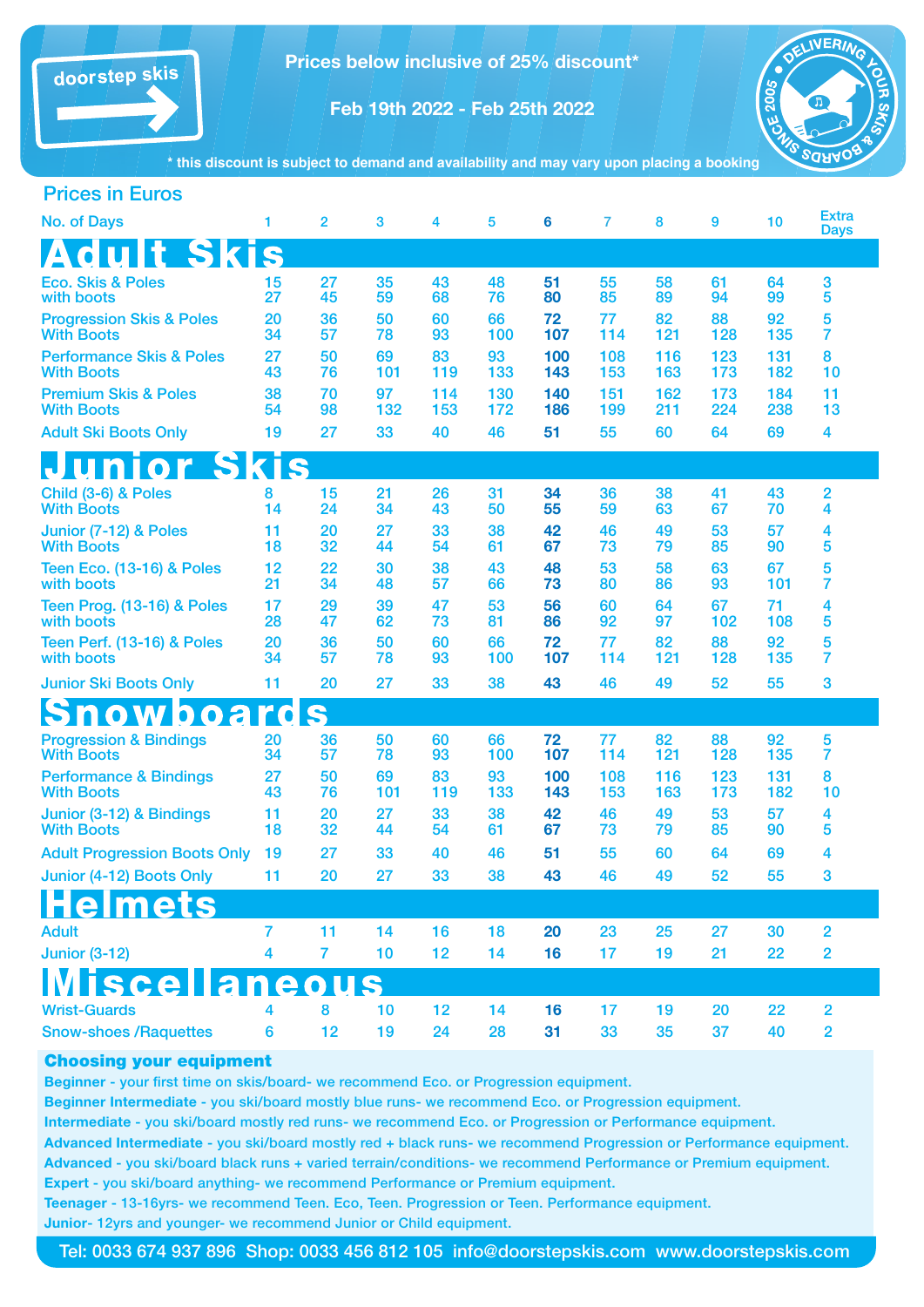doorstep skis

**Prices below inclusive of 25% discount***

**Feb 19th 2022 - Feb 25th 2022**

DELIVERING YOUR SKIS & BOARDS SINCE 2005

* this discount is subject to demand and availability and may vary upon placing a booking

## Prices in Euros

| No. of Days | 1 | 2 | 3 | 4 | 5 | 6 | 7 | 8 | 9 | 10 | Extra Days |
|---|---|---|---|---|---|---|---|---|---|---|---|
| **Adult Skis** | | | | | | | | | | | |
| Eco. Skis & Poles | 15 | 27 | 35 | 43 | 48 | **51** | 55 | 58 | 61 | 64 | 3 |
| with boots | 27 | 45 | 59 | 68 | 76 | **80** | 85 | 89 | 94 | 99 | 5 |
| Progression Skis & Poles | 20 | 36 | 50 | 60 | 66 | **72** | 77 | 82 | 88 | 92 | 5 |
| With Boots | 34 | 57 | 78 | 93 | 100 | **107** | 114 | 121 | 128 | 135 | 7 |
| Performance Skis & Poles | 27 | 50 | 69 | 83 | 93 | **100** | 108 | 116 | 123 | 131 | 8 |
| With Boots | 43 | 76 | 101 | 119 | 133 | **143** | 153 | 163 | 173 | 182 | 10 |
| Premium Skis & Poles | 38 | 70 | 97 | 114 | 130 | **140** | 151 | 162 | 173 | 184 | 11 |
| With Boots | 54 | 98 | 132 | 153 | 172 | **186** | 199 | 211 | 224 | 238 | 13 |
| Adult Ski Boots Only | 19 | 27 | 33 | 40 | 46 | **51** | 55 | 60 | 64 | 69 | 4 |
| **Junior Skis** | | | | | | | | | | | |
| Child (3-6) & Poles | 8 | 15 | 21 | 26 | 31 | **34** | 36 | 38 | 41 | 43 | 2 |
| With Boots | 14 | 24 | 34 | 43 | 50 | **55** | 59 | 63 | 67 | 70 | 4 |
| Junior (7-12) & Poles | 11 | 20 | 27 | 33 | 38 | **42** | 46 | 49 | 53 | 57 | 4 |
| With Boots | 18 | 32 | 44 | 54 | 61 | **67** | 73 | 79 | 85 | 90 | 5 |
| Teen Eco. (13-16) & Poles | 12 | 22 | 30 | 38 | 43 | **48** | 53 | 58 | 63 | 67 | 5 |
| with boots | 21 | 34 | 48 | 57 | 66 | **73** | 80 | 86 | 93 | 101 | 7 |
| Teen Prog. (13-16) & Poles | 17 | 29 | 39 | 47 | 53 | **56** | 60 | 64 | 67 | 71 | 4 |
| with boots | 28 | 47 | 62 | 73 | 81 | **86** | 92 | 97 | 102 | 108 | 5 |
| Teen Perf. (13-16) & Poles | 20 | 36 | 50 | 60 | 66 | **72** | 77 | 82 | 88 | 92 | 5 |
| with boots | 34 | 57 | 78 | 93 | 100 | **107** | 114 | 121 | 128 | 135 | 7 |
| Junior Ski Boots Only | 11 | 20 | 27 | 33 | 38 | **43** | 46 | 49 | 52 | 55 | 3 |
| **Snowboards** | | | | | | | | | | | |
| Progression & Bindings | 20 | 36 | 50 | 60 | 66 | **72** | 77 | 82 | 88 | 92 | 5 |
| With Boots | 34 | 57 | 78 | 93 | 100 | **107** | 114 | 121 | 128 | 135 | 7 |
| Performance & Bindings | 27 | 50 | 69 | 83 | 93 | **100** | 108 | 116 | 123 | 131 | 8 |
| With Boots | 43 | 76 | 101 | 119 | 133 | **143** | 153 | 163 | 173 | 182 | 10 |
| Junior (3-12) & Bindings | 11 | 20 | 27 | 33 | 38 | **42** | 46 | 49 | 53 | 57 | 4 |
| With Boots | 18 | 32 | 44 | 54 | 61 | **67** | 73 | 79 | 85 | 90 | 5 |
| Adult Progression Boots Only | 19 | 27 | 33 | 40 | 46 | **51** | 55 | 60 | 64 | 69 | 4 |
| Junior (4-12) Boots Only | 11 | 20 | 27 | 33 | 38 | **43** | 46 | 49 | 52 | 55 | 3 |
| **Helmets** | | | | | | | | | | | |
| Adult | 7 | 11 | 14 | 16 | 18 | **20** | 23 | 25 | 27 | 30 | 2 |
| Junior (3-12) | 4 | 7 | 10 | 12 | 14 | **16** | 17 | 19 | 21 | 22 | 2 |
| **Miscellaneous** | | | | | | | | | | | |
| Wrist-Guards | 4 | 8 | 10 | 12 | 14 | **16** | 17 | 19 | 20 | 22 | 2 |
| Snow-shoes /Raquettes | 6 | 12 | 19 | 24 | 28 | **31** | 33 | 35 | 37 | 40 | 2 |

### Choosing your equipment

**Beginner** - your first time on skis/board- we recommend Eco. or Progression equipment.
**Beginner Intermediate** - you ski/board mostly blue runs- we recommend Eco. or Progression equipment.
**Intermediate** - you ski/board mostly red runs- we recommend Eco. or Progression or Performance equipment.
**Advanced Intermediate** - you ski/board mostly red + black runs- we recommend Progression or Performance equipment.
**Advanced** - you ski/board black runs + varied terrain/conditions- we recommend Performance or Premium equipment.
**Expert** - you ski/board anything- we recommend Performance or Premium equipment.
**Teenager** - 13-16yrs- we recommend Teen. Eco, Teen. Progression or Teen. Performance equipment.
**Junior**- 12yrs and younger- we recommend Junior or Child equipment.

Tel: 0033 674 937 896 Shop: 0033 456 812 105 info@doorstepskis.com www.doorstepskis.com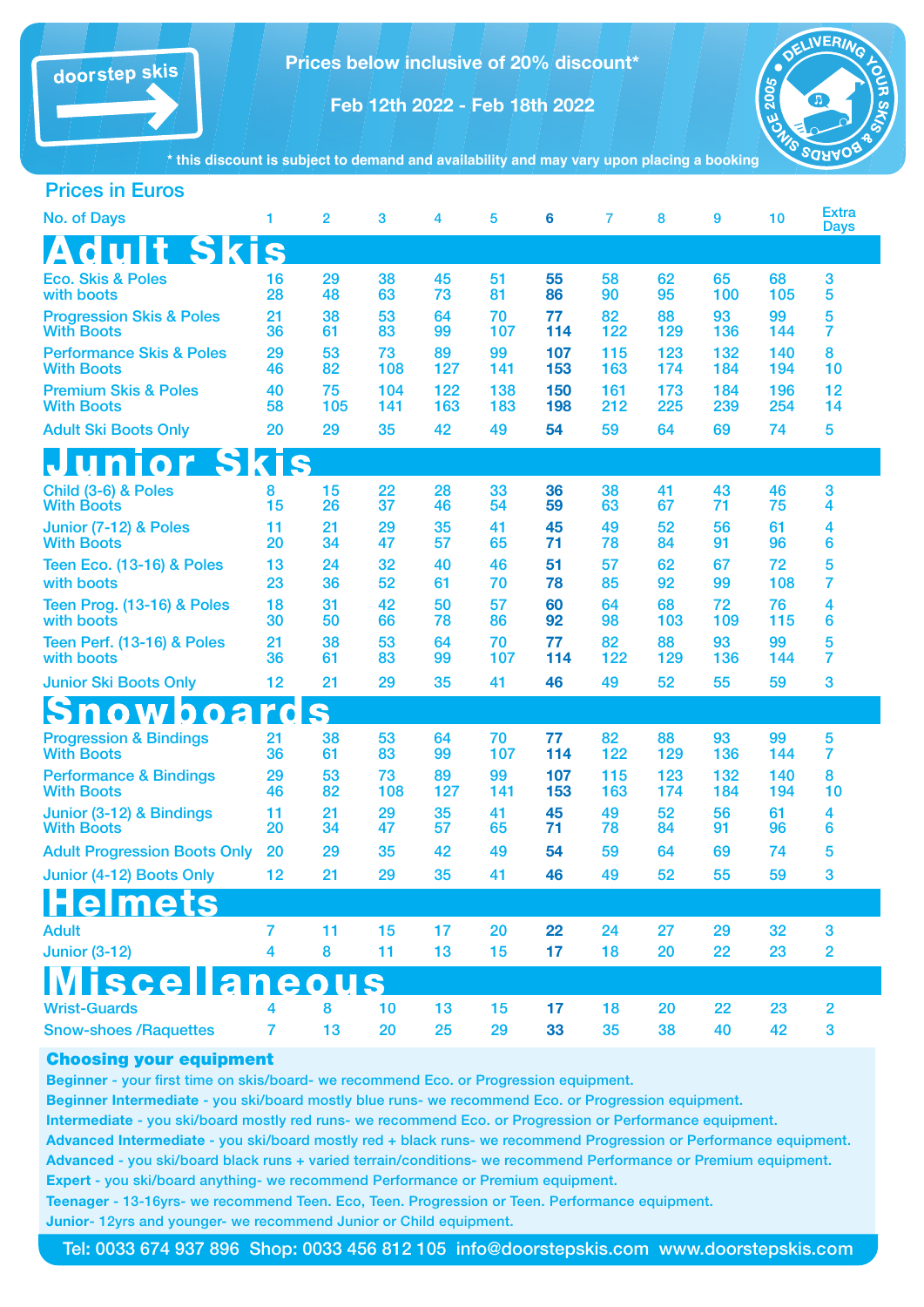doorstep skis

Prices below inclusive of 20% discount*

Feb 12th 2022 - Feb 18th 2022

DELIVERING YOUR SKIS & BOARDS SINCE 2005

* this discount is subject to demand and availability and may vary upon placing a booking

Prices in Euros

| No. of Days | 1 | 2 | 3 | 4 | 5 | 6 | 7 | 8 | 9 | 10 | Extra Days |
|---|---|---|---|---|---|---|---|---|---|---|---|
| **Adult Skis** | | | | | | | | | | | |
| Eco. Skis & Poles | 16 | 29 | 38 | 45 | 51 | **55** | 58 | 62 | 65 | 68 | 3 |
| with boots | 28 | 48 | 63 | 73 | 81 | **86** | 90 | 95 | 100 | 105 | 5 |
| Progression Skis & Poles | 21 | 38 | 53 | 64 | 70 | **77** | 82 | 88 | 93 | 99 | 5 |
| With Boots | 36 | 61 | 83 | 99 | 107 | **114** | 122 | 129 | 136 | 144 | 7 |
| Performance Skis & Poles | 29 | 53 | 73 | 89 | 99 | **107** | 115 | 123 | 132 | 140 | 8 |
| With Boots | 46 | 82 | 108 | 127 | 141 | **153** | 163 | 174 | 184 | 194 | 10 |
| Premium Skis & Poles | 40 | 75 | 104 | 122 | 138 | **150** | 161 | 173 | 184 | 196 | 12 |
| With Boots | 58 | 105 | 141 | 163 | 183 | **198** | 212 | 225 | 239 | 254 | 14 |
| Adult Ski Boots Only | 20 | 29 | 35 | 42 | 49 | **54** | 59 | 64 | 69 | 74 | 5 |
| **Junior Skis** | | | | | | | | | | | |
| Child (3-6) & Poles | 8 | 15 | 22 | 28 | 33 | **36** | 38 | 41 | 43 | 46 | 3 |
| With Boots | 15 | 26 | 37 | 46 | 54 | **59** | 63 | 67 | 71 | 75 | 4 |
| Junior (7-12) & Poles | 11 | 21 | 29 | 35 | 41 | **45** | 49 | 52 | 56 | 61 | 4 |
| With Boots | 20 | 34 | 47 | 57 | 65 | **71** | 78 | 84 | 91 | 96 | 6 |
| Teen Eco. (13-16) & Poles | 13 | 24 | 32 | 40 | 46 | **51** | 57 | 62 | 67 | 72 | 5 |
| with boots | 23 | 36 | 52 | 61 | 70 | **78** | 85 | 92 | 99 | 108 | 7 |
| Teen Prog. (13-16) & Poles | 18 | 31 | 42 | 50 | 57 | **60** | 64 | 68 | 72 | 76 | 4 |
| with boots | 30 | 50 | 66 | 78 | 86 | **92** | 98 | 103 | 109 | 115 | 6 |
| Teen Perf. (13-16) & Poles | 21 | 38 | 53 | 64 | 70 | **77** | 82 | 88 | 93 | 99 | 5 |
| with boots | 36 | 61 | 83 | 99 | 107 | **114** | 122 | 129 | 136 | 144 | 7 |
| Junior Ski Boots Only | 12 | 21 | 29 | 35 | 41 | **46** | 49 | 52 | 55 | 59 | 3 |
| **Snowboards** | | | | | | | | | | | |
| Progression & Bindings | 21 | 38 | 53 | 64 | 70 | **77** | 82 | 88 | 93 | 99 | 5 |
| With Boots | 36 | 61 | 83 | 99 | 107 | **114** | 122 | 129 | 136 | 144 | 7 |
| Performance & Bindings | 29 | 53 | 73 | 89 | 99 | **107** | 115 | 123 | 132 | 140 | 8 |
| With Boots | 46 | 82 | 108 | 127 | 141 | **153** | 163 | 174 | 184 | 194 | 10 |
| Junior (3-12) & Bindings | 11 | 21 | 29 | 35 | 41 | **45** | 49 | 52 | 56 | 61 | 4 |
| With Boots | 20 | 34 | 47 | 57 | 65 | **71** | 78 | 84 | 91 | 96 | 6 |
| Adult Progression Boots Only | 20 | 29 | 35 | 42 | 49 | **54** | 59 | 64 | 69 | 74 | 5 |
| Junior (4-12) Boots Only | 12 | 21 | 29 | 35 | 41 | **46** | 49 | 52 | 55 | 59 | 3 |
| **Helmets** | | | | | | | | | | | |
| Adult | 7 | 11 | 15 | 17 | 20 | **22** | 24 | 27 | 29 | 32 | 3 |
| Junior (3-12) | 4 | 8 | 11 | 13 | 15 | **17** | 18 | 20 | 22 | 23 | 2 |
| **Miscellaneous** | | | | | | | | | | | |
| Wrist-Guards | 4 | 8 | 10 | 13 | 15 | **17** | 18 | 20 | 22 | 23 | 2 |
| Snow-shoes /Raquettes | 7 | 13 | 20 | 25 | 29 | **33** | 35 | 38 | 40 | 42 | 3 |

## Choosing your equipment

**Beginner** - your first time on skis/board- we recommend Eco. or Progression equipment.

**Beginner Intermediate** - you ski/board mostly blue runs- we recommend Eco. or Progression equipment.

**Intermediate** - you ski/board mostly red runs- we recommend Eco. or Progression or Performance equipment.

**Advanced Intermediate** - you ski/board mostly red + black runs- we recommend Progression or Performance equipment.

**Advanced** - you ski/board black runs + varied terrain/conditions- we recommend Performance or Premium equipment.

**Expert** - you ski/board anything- we recommend Performance or Premium equipment.

**Teenager** - 13-16yrs- we recommend Teen. Eco, Teen. Progression or Teen. Performance equipment.

**Junior**- 12yrs and younger- we recommend Junior or Child equipment.

Tel: 0033 674 937 896 Shop: 0033 456 812 105 info@doorstepskis.com www.doorstepskis.com